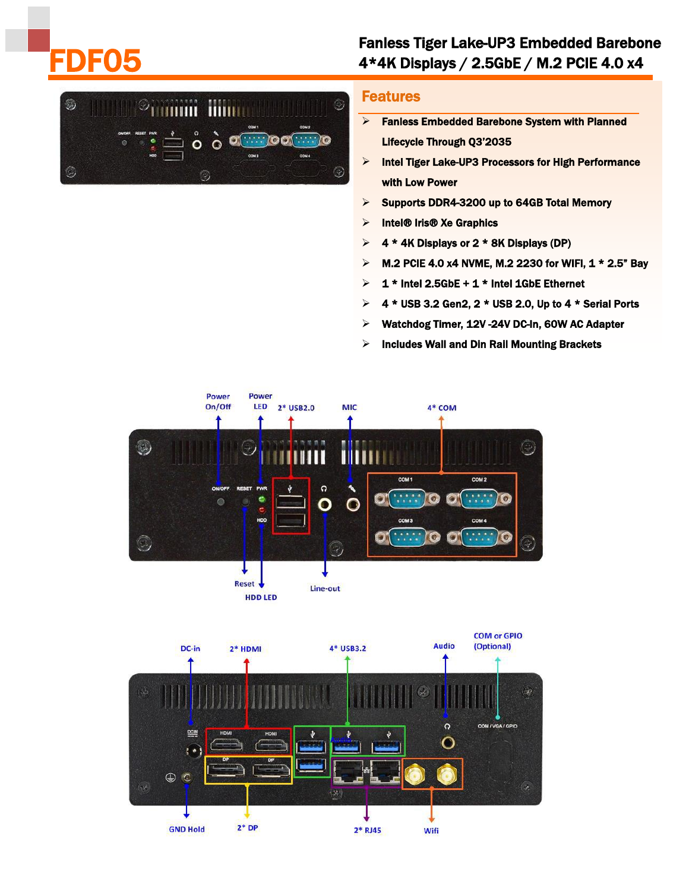# FDF05

## Fanless Tiger Lake-UP3 Embedded Barebone
## 4*4K Displays / 2.5GbE / M.2 PCIE 4.0 x4

### Features

- Fanless Embedded Barebone System with Planned Lifecycle Through Q3'2035
- Intel Tiger Lake-UP3 Processors for High Performance with Low Power
- Supports DDR4-3200 up to 64GB Total Memory
- Intel® Iris® Xe Graphics
- 4 * 4K Displays or 2 * 8K Displays (DP)
- M.2 PCIE 4.0 x4 NVME, M.2 2230 for WIFI, 1 * 2.5" Bay
- 1 * Intel 2.5GbE + 1 * Intel 1GbE Ethernet
- 4 * USB 3.2 Gen2, 2 * USB 2.0, Up to 4 * Serial Ports
- Watchdog Timer, 12V -24V DC-In, 60W AC Adapter
- Includes Wall and Din Rail Mounting Brackets

Power On/Off | Power LED | 2* USB2.0 | MIC | 4* COM | Reset | HDD LED | Line-out

DC-in | 2* HDMI | 4* USB3.2 | Audio | COM or GPIO (Optional) | GND Hold | 2* DP | 2* RJ45 | Wifi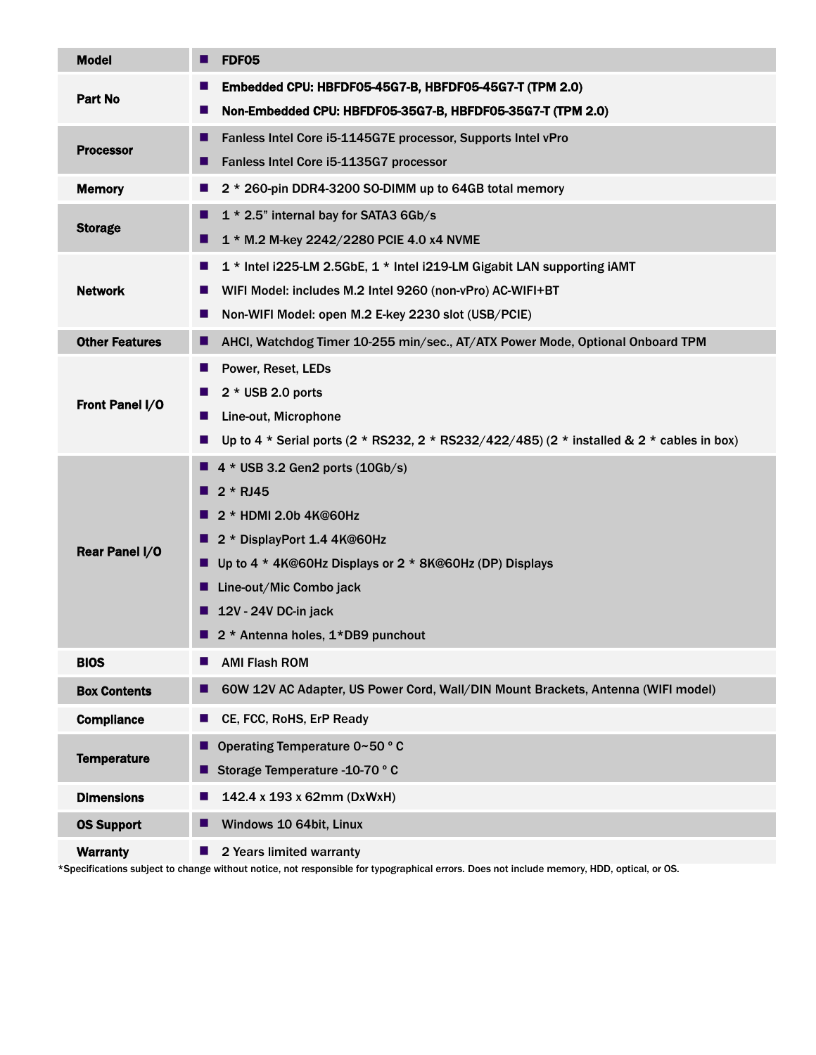| | |
|---|---|
| **Model** | **FDF05** |
| **Part No** | **Embedded CPU: HBFDF05-45G7-B, HBFDF05-45G7-T (TPM 2.0)**<br>**Non-Embedded CPU: HBFDF05-35G7-B, HBFDF05-35G7-T (TPM 2.0)** |
| **Processor** | Fanless Intel Core i5-1145G7E processor, Supports Intel vPro<br>Fanless Intel Core i5-1135G7 processor |
| **Memory** | 2 * 260-pin DDR4-3200 SO-DIMM up to 64GB total memory |
| **Storage** | 1 * 2.5" internal bay for SATA3 6Gb/s<br>1 * M.2 M-key 2242/2280 PCIE 4.0 x4 NVME |
| **Network** | 1 * Intel i225-LM 2.5GbE, 1 * Intel i219-LM Gigabit LAN supporting iAMT<br>WIFI Model: includes M.2 Intel 9260 (non-vPro) AC-WIFI+BT<br>Non-WIFI Model: open M.2 E-key 2230 slot (USB/PCIE) |
| **Other Features** | AHCI, Watchdog Timer 10-255 min/sec., AT/ATX Power Mode, Optional Onboard TPM |
| **Front Panel I/O** | Power, Reset, LEDs<br>2 * USB 2.0 ports<br>Line-out, Microphone<br>Up to 4 * Serial ports (2 * RS232, 2 * RS232/422/485) (2 * installed & 2 * cables in box) |
| **Rear Panel I/O** | 4 * USB 3.2 Gen2 ports (10Gb/s)<br>2 * RJ45<br>2 * HDMI 2.0b 4K@60Hz<br>2 * DisplayPort 1.4 4K@60Hz<br>Up to 4 * 4K@60Hz Displays or 2 * 8K@60Hz (DP) Displays<br>Line-out/Mic Combo jack<br>12V - 24V DC-in jack<br>2 * Antenna holes, 1*DB9 punchout |
| **BIOS** | AMI Flash ROM |
| **Box Contents** | 60W 12V AC Adapter, US Power Cord, Wall/DIN Mount Brackets, Antenna (WIFI model) |
| **Compliance** | CE, FCC, RoHS, ErP Ready |
| **Temperature** | Operating Temperature 0~50 ° C<br>Storage Temperature -10-70 ° C |
| **Dimensions** | 142.4 x 193 x 62mm (DxWxH) |
| **OS Support** | Windows 10 64bit, Linux |
| **Warranty** | 2 Years limited warranty |

*Specifications subject to change without notice, not responsible for typographical errors. Does not include memory, HDD, optical, or OS.